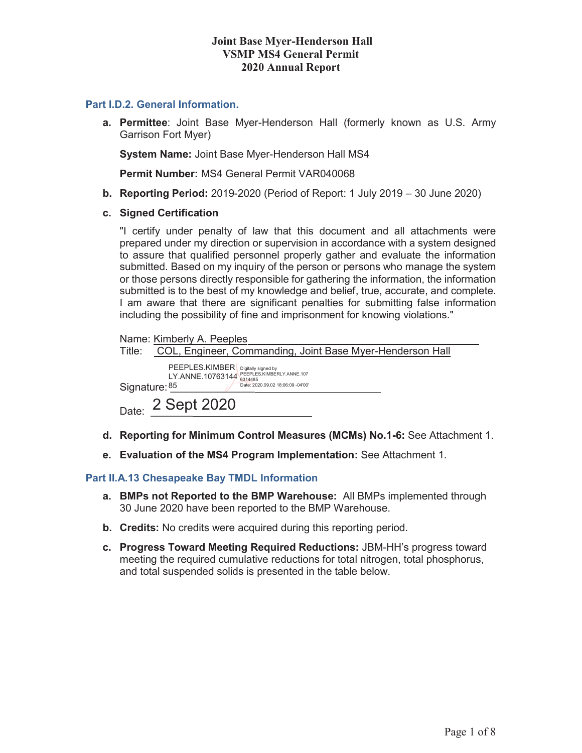# Joint Base Myer-Henderson Hall
# VSMP MS4 General Permit
# 2020 Annual Report

## Part I.D.2. General Information.

**a. Permittee**: Joint Base Myer-Henderson Hall (formerly known as U.S. Army Garrison Fort Myer)

**System Name:** Joint Base Myer-Henderson Hall MS4

**Permit Number:** MS4 General Permit VAR040068

**b. Reporting Period:** 2019-2020 (Period of Report: 1 July 2019 – 30 June 2020)

**c. Signed Certification**

"I certify under penalty of law that this document and all attachments were prepared under my direction or supervision in accordance with a system designed to assure that qualified personnel properly gather and evaluate the information submitted. Based on my inquiry of the person or persons who manage the system or those persons directly responsible for gathering the information, the information submitted is to the best of my knowledge and belief, true, accurate, and complete. I am aware that there are significant penalties for submitting false information including the possibility of fine and imprisonment for knowing violations."

Name: Kimberly A. Peeples

Title: COL, Engineer, Commanding, Joint Base Myer-Henderson Hall

Signature: PEEPLES.KIMBERLY.ANNE.1076314485 Digitally signed by PEEPLES.KIMBERLY.ANNE.1076314485 Date: 2020.09.02 18:06:09 -04'00'

Date: 2 Sept 2020

**d. Reporting for Minimum Control Measures (MCMs) No.1-6:** See Attachment 1.

**e. Evaluation of the MS4 Program Implementation:** See Attachment 1.

## Part II.A.13 Chesapeake Bay TMDL Information

**a. BMPs not Reported to the BMP Warehouse:** All BMPs implemented through 30 June 2020 have been reported to the BMP Warehouse.

**b. Credits:** No credits were acquired during this reporting period.

**c. Progress Toward Meeting Required Reductions:** JBM-HH's progress toward meeting the required cumulative reductions for total nitrogen, total phosphorus, and total suspended solids is presented in the table below.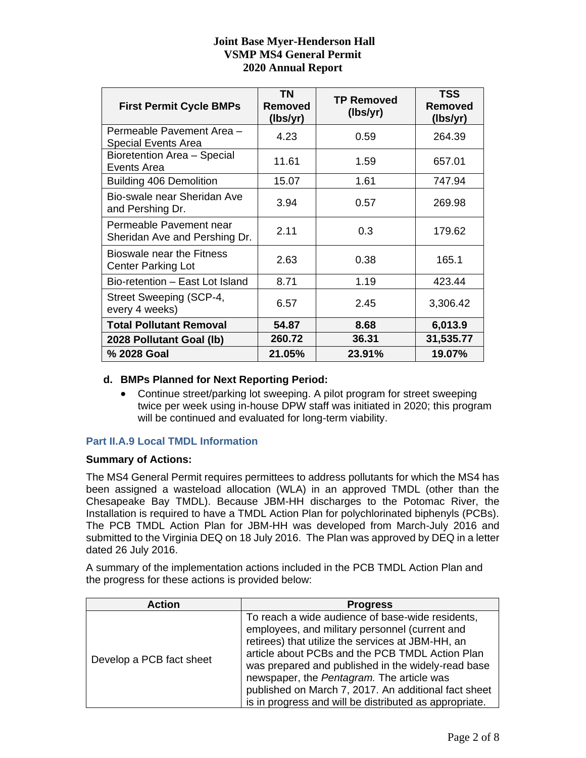| First Permit Cycle BMPs | TN Removed (lbs/yr) | TP Removed (lbs/yr) | TSS Removed (lbs/yr) |
|---|---|---|---|
| Permeable Pavement Area – Special Events Area | 4.23 | 0.59 | 264.39 |
| Bioretention Area – Special Events Area | 11.61 | 1.59 | 657.01 |
| Building 406 Demolition | 15.07 | 1.61 | 747.94 |
| Bio-swale near Sheridan Ave and Pershing Dr. | 3.94 | 0.57 | 269.98 |
| Permeable Pavement near Sheridan Ave and Pershing Dr. | 2.11 | 0.3 | 179.62 |
| Bioswale near the Fitness Center Parking Lot | 2.63 | 0.38 | 165.1 |
| Bio-retention – East Lot Island | 8.71 | 1.19 | 423.44 |
| Street Sweeping (SCP-4, every 4 weeks) | 6.57 | 2.45 | 3,306.42 |
| **Total Pollutant Removal** | **54.87** | **8.68** | **6,013.9** |
| **2028 Pollutant Goal (lb)** | **260.72** | **36.31** | **31,535.77** |
| **% 2028 Goal** | **21.05%** | **23.91%** | **19.07%** |

**d. BMPs Planned for Next Reporting Period:**

- Continue street/parking lot sweeping. A pilot program for street sweeping twice per week using in-house DPW staff was initiated in 2020; this program will be continued and evaluated for long-term viability.

### Part II.A.9 Local TMDL Information

**Summary of Actions:**

The MS4 General Permit requires permittees to address pollutants for which the MS4 has been assigned a wasteload allocation (WLA) in an approved TMDL (other than the Chesapeake Bay TMDL). Because JBM-HH discharges to the Potomac River, the Installation is required to have a TMDL Action Plan for polychlorinated biphenyls (PCBs). The PCB TMDL Action Plan for JBM-HH was developed from March-July 2016 and submitted to the Virginia DEQ on 18 July 2016. The Plan was approved by DEQ in a letter dated 26 July 2016.

A summary of the implementation actions included in the PCB TMDL Action Plan and the progress for these actions is provided below:

| Action | Progress |
|---|---|
| Develop a PCB fact sheet | To reach a wide audience of base-wide residents, employees, and military personnel (current and retirees) that utilize the services at JBM-HH, an article about PCBs and the PCB TMDL Action Plan was prepared and published in the widely-read base newspaper, the *Pentagram.* The article was published on March 7, 2017. An additional fact sheet is in progress and will be distributed as appropriate. |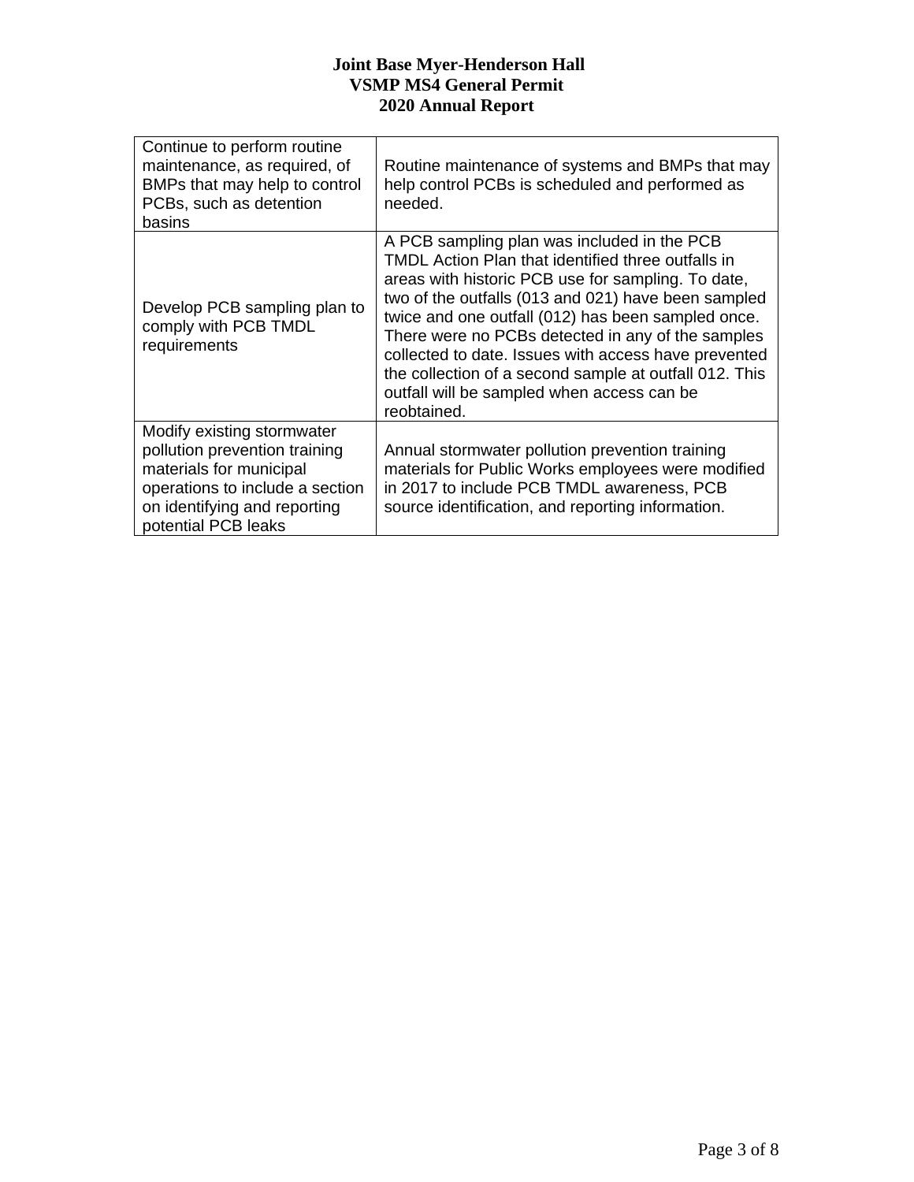| | |
|---|---|
| Continue to perform routine maintenance, as required, of BMPs that may help to control PCBs, such as detention basins | Routine maintenance of systems and BMPs that may help control PCBs is scheduled and performed as needed. |
| Develop PCB sampling plan to comply with PCB TMDL requirements | A PCB sampling plan was included in the PCB TMDL Action Plan that identified three outfalls in areas with historic PCB use for sampling. To date, two of the outfalls (013 and 021) have been sampled twice and one outfall (012) has been sampled once. There were no PCBs detected in any of the samples collected to date. Issues with access have prevented the collection of a second sample at outfall 012. This outfall will be sampled when access can be reobtained. |
| Modify existing stormwater pollution prevention training materials for municipal operations to include a section on identifying and reporting potential PCB leaks | Annual stormwater pollution prevention training materials for Public Works employees were modified in 2017 to include PCB TMDL awareness, PCB source identification, and reporting information. |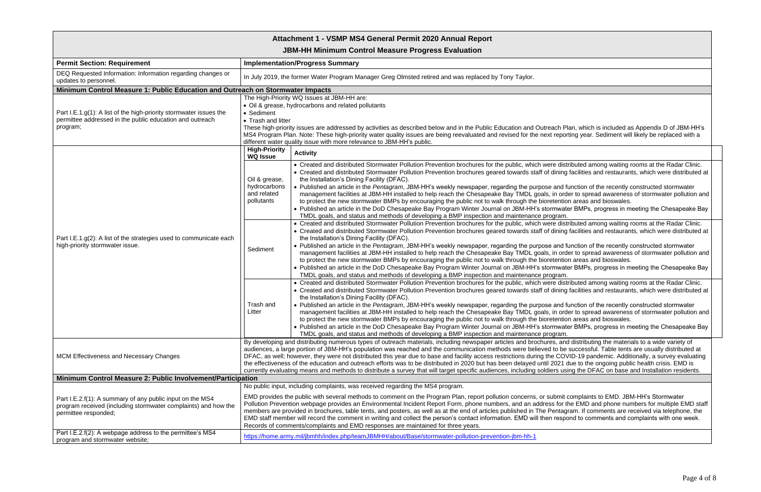# Attachment 1 - VSMP MS4 General Permit 2020 Annual Report

## JBM-HH Minimum Control Measure Progress Evaluation

| Permit Section: Requirement | Implementation/Progress Summary | |
|---|---|---|
| DEQ Requested Information: Information regarding changes or updates to personnel. | In July 2019, the former Water Program Manager Greg Olmsted retired and was replaced by Tony Taylor. | |
| **Minimum Control Measure 1: Public Education and Outreach on Stormwater Impacts** | | |
| Part I.E.1.g(1): A list of the high-priority stormwater issues the permittee addressed in the public education and outreach program; | The High-Priority WQ Issues at JBM-HH are: • Oil & grease, hydrocarbons and related pollutants • Sediment • Trash and litter These high-priority issues are addressed by activities as described below and in the Public Education and Outreach Plan, which is included as Appendix D of JBM-HH's MS4 Program Plan. Note: These high-priority water quality issues are being reevaluated and revised for the next reporting year. Sediment will likely be replaced with a different water quality issue with more relevance to JBM-HH's public. | |
| Part I.E.1.g(2): A list of the strategies used to communicate each high-priority stormwater issue. | **High-Priority WQ Issue** | **Activity** |
| | Oil & grease, hydrocarbons and related pollutants | • Created and distributed Stormwater Pollution Prevention brochures for the public, which were distributed among waiting rooms at the Radar Clinic. • Created and distributed Stormwater Pollution Prevention brochures geared towards staff of dining facilities and restaurants, which were distributed at the Installation's Dining Facility (DFAC). • Published an article in the *Pentagram*, JBM-HH's weekly newspaper, regarding the purpose and function of the recently constructed stormwater management facilities at JBM-HH installed to help reach the Chesapeake Bay TMDL goals, in order to spread awareness of stormwater pollution and to protect the new stormwater BMPs by encouraging the public not to walk through the bioretention areas and bioswales. • Published an article in the DoD Chesapeake Bay Program Winter Journal on JBM-HH's stormwater BMPs, progress in meeting the Chesapeake Bay TMDL goals, and status and methods of developing a BMP inspection and maintenance program. |
| | Sediment | • Created and distributed Stormwater Pollution Prevention brochures for the public, which were distributed among waiting rooms at the Radar Clinic. • Created and distributed Stormwater Pollution Prevention brochures geared towards staff of dining facilities and restaurants, which were distributed at the Installation's Dining Facility (DFAC). • Published an article in the *Pentagram*, JBM-HH's weekly newspaper, regarding the purpose and function of the recently constructed stormwater management facilities at JBM-HH installed to help reach the Chesapeake Bay TMDL goals, in order to spread awareness of stormwater pollution and to protect the new stormwater BMPs by encouraging the public not to walk through the bioretention areas and bioswales. • Published an article in the DoD Chesapeake Bay Program Winter Journal on JBM-HH's stormwater BMPs, progress in meeting the Chesapeake Bay TMDL goals, and status and methods of developing a BMP inspection and maintenance program. |
| | Trash and Litter | • Created and distributed Stormwater Pollution Prevention brochures for the public, which were distributed among waiting rooms at the Radar Clinic. • Created and distributed Stormwater Pollution Prevention brochures geared towards staff of dining facilities and restaurants, which were distributed at the Installation's Dining Facility (DFAC). • Published an article in the *Pentagram*, JBM-HH's weekly newspaper, regarding the purpose and function of the recently constructed stormwater management facilities at JBM-HH installed to help reach the Chesapeake Bay TMDL goals, in order to spread awareness of stormwater pollution and to protect the new stormwater BMPs by encouraging the public not to walk through the bioretention areas and bioswales. • Published an article in the DoD Chesapeake Bay Program Winter Journal on JBM-HH's stormwater BMPs, progress in meeting the Chesapeake Bay TMDL goals, and status and methods of developing a BMP inspection and maintenance program. |
| MCM Effectiveness and Necessary Changes | By developing and distributing numerous types of outreach materials, including newspaper articles and brochures, and distributing the materials to a wide variety of audiences, a large portion of JBM-HH's population was reached and the communication methods were believed to be successful. Table tents are usually distributed at DFAC, as well; however, they were not distributed this year due to base and facility access restrictions during the COVID-19 pandemic. Additionally, a survey evaluating the effectiveness of the education and outreach efforts was to be distributed in 2020 but has been delayed until 2021 due to the ongoing public health crisis. EMD is currently evaluating means and methods to distribute a survey that will target specific audiences, including soldiers using the DFAC on base and Installation residents. | |
| **Minimum Control Measure 2: Public Involvement/Participation** | | |
| Part I.E.2.f(1): A summary of any public input on the MS4 program received (including stormwater complaints) and how the permittee responded; | No public input, including complaints, was received regarding the MS4 program. EMD provides the public with several methods to comment on the Program Plan, report pollution concerns, or submit complaints to EMD. JBM-HH's Stormwater Pollution Prevention webpage provides an Environmental Incident Report Form, phone numbers, and an address for the EMD and phone numbers for multiple EMD staff members are provided in brochures, table tents, and posters, as well as at the end of articles published in The Pentagram. If comments are received via telephone, the EMD staff member will record the comment in writing and collect the person's contact information. EMD will then respond to comments and complaints with one week. Records of comments/complaints and EMD responses are maintained for three years. | |
| Part I.E.2.f(2): A webpage address to the permittee's MS4 program and stormwater website; | https://home.army.mil/jbmhh/index.php/teamJBMHH/about/Base/stormwater-pollution-prevention-jbm-hh-1 | |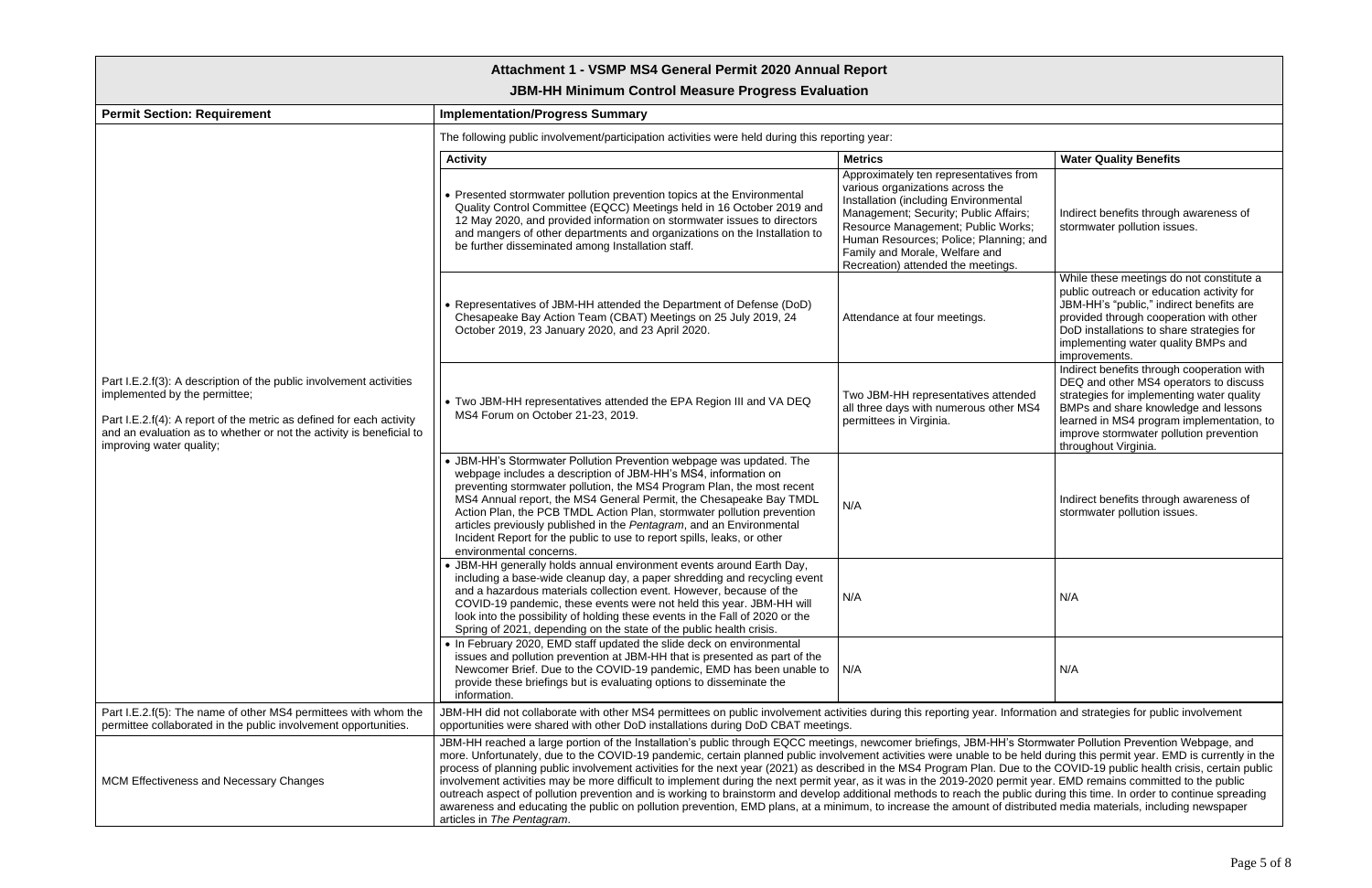# Attachment 1 - VSMP MS4 General Permit 2020 Annual Report

## JBM-HH Minimum Control Measure Progress Evaluation

| Permit Section: Requirement | Implementation/Progress Summary | | |
|---|---|---|---|
| Part I.E.2.f(3): A description of the public involvement activities implemented by the permittee;<br><br>Part I.E.2.f(4): A report of the metric as defined for each activity and an evaluation as to whether or not the activity is beneficial to improving water quality; | The following public involvement/participation activities were held during this reporting year: | | |
| | **Activity** | **Metrics** | **Water Quality Benefits** |
| | • Presented stormwater pollution prevention topics at the Environmental Quality Control Committee (EQCC) Meetings held in 16 October 2019 and 12 May 2020, and provided information on stormwater issues to directors and mangers of other departments and organizations on the Installation to be further disseminated among Installation staff. | Approximately ten representatives from various organizations across the Installation (including Environmental Management; Security; Public Affairs; Resource Management; Public Works; Human Resources; Police; Planning; and Family and Morale, Welfare and Recreation) attended the meetings. | Indirect benefits through awareness of stormwater pollution issues. |
| | • Representatives of JBM-HH attended the Department of Defense (DoD) Chesapeake Bay Action Team (CBAT) Meetings on 25 July 2019, 24 October 2019, 23 January 2020, and 23 April 2020. | Attendance at four meetings. | While these meetings do not constitute a public outreach or education activity for JBM-HH's "public," indirect benefits are provided through cooperation with other DoD installations to share strategies for implementing water quality BMPs and improvements. |
| | • Two JBM-HH representatives attended the EPA Region III and VA DEQ MS4 Forum on October 21-23, 2019. | Two JBM-HH representatives attended all three days with numerous other MS4 permittees in Virginia. | Indirect benefits through cooperation with DEQ and other MS4 operators to discuss strategies for implementing water quality BMPs and share knowledge and lessons learned in MS4 program implementation, to improve stormwater pollution prevention throughout Virginia. |
| | • JBM-HH's Stormwater Pollution Prevention webpage was updated. The webpage includes a description of JBM-HH's MS4, information on preventing stormwater pollution, the MS4 Program Plan, the most recent MS4 Annual report, the MS4 General Permit, the Chesapeake Bay TMDL Action Plan, the PCB TMDL Action Plan, stormwater pollution prevention articles previously published in the *Pentagram*, and an Environmental Incident Report for the public to use to report spills, leaks, or other environmental concerns. | N/A | Indirect benefits through awareness of stormwater pollution issues. |
| | • JBM-HH generally holds annual environment events around Earth Day, including a base-wide cleanup day, a paper shredding and recycling event and a hazardous materials collection event. However, because of the COVID-19 pandemic, these events were not held this year. JBM-HH will look into the possibility of holding these events in the Fall of 2020 or the Spring of 2021, depending on the state of the public health crisis. | N/A | N/A |
| | • In February 2020, EMD staff updated the slide deck on environmental issues and pollution prevention at JBM-HH that is presented as part of the Newcomer Brief. Due to the COVID-19 pandemic, EMD has been unable to provide these briefings but is evaluating options to disseminate the information. | N/A | N/A |
| Part I.E.2.f(5): The name of other MS4 permittees with whom the permittee collaborated in the public involvement opportunities. | JBM-HH did not collaborate with other MS4 permittees on public involvement activities during this reporting year. Information and strategies for public involvement opportunities were shared with other DoD installations during DoD CBAT meetings. | | |
| MCM Effectiveness and Necessary Changes | JBM-HH reached a large portion of the Installation's public through EQCC meetings, newcomer briefings, JBM-HH's Stormwater Pollution Prevention Webpage, and more. Unfortunately, due to the COVID-19 pandemic, certain planned public involvement activities were unable to be held during this permit year. EMD is currently in the process of planning public involvement activities for the next year (2021) as described in the MS4 Program Plan. Due to the COVID-19 public health crisis, certain public involvement activities may be more difficult to implement during the next permit year, as it was in the 2019-2020 permit year. EMD remains committed to the public outreach aspect of pollution prevention and is working to brainstorm and develop additional methods to reach the public during this time. In order to continue spreading awareness and educating the public on pollution prevention, EMD plans, at a minimum, to increase the amount of distributed media materials, including newspaper articles in *The Pentagram*. | | |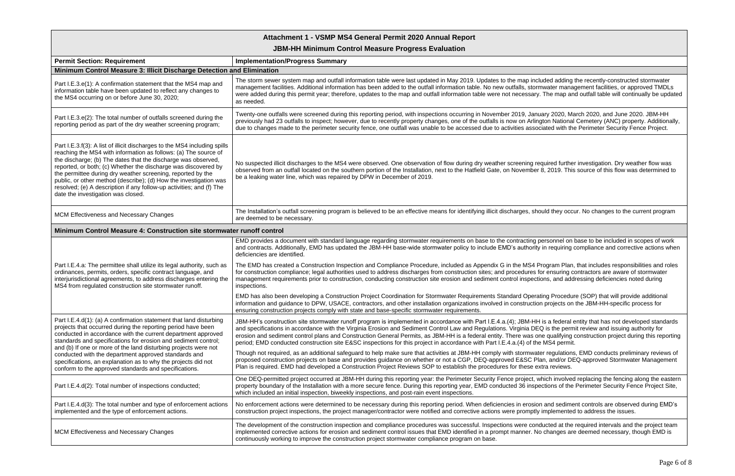## Attachment 1 - VSMP MS4 General Permit 2020 Annual Report

### JBM-HH Minimum Control Measure Progress Evaluation

| Permit Section: Requirement | Implementation/Progress Summary |
|---|---|
| **Minimum Control Measure 3: Illicit Discharge Detection and Elimination** | |
| Part I.E.3.e(1): A confirmation statement that the MS4 map and information table have been updated to reflect any changes to the MS4 occurring on or before June 30, 2020; | The storm sewer system map and outfall information table were last updated in May 2019. Updates to the map included adding the recently-constructed stormwater management facilities. Additional information has been added to the outfall information table. No new outfalls, stormwater management facilities, or approved TMDLs were added during this permit year; therefore, updates to the map and outfall information table were not necessary. The map and outfall table will continually be updated as needed. |
| Part I.E.3.e(2): The total number of outfalls screened during the reporting period as part of the dry weather screening program; | Twenty-one outfalls were screened during this reporting period, with inspections occurring in November 2019, January 2020, March 2020, and June 2020. JBM-HH previously had 23 outfalls to inspect; however, due to recently property changes, one of the outfalls is now on Arlington National Cemetery (ANC) property. Additionally, due to changes made to the perimeter security fence, one outfall was unable to be accessed due to activities associated with the Perimeter Security Fence Project. |
| Part I.E.3.f(3): A list of illicit discharges to the MS4 including spills reaching the MS4 with information as follows: (a) The source of the discharge; (b) The dates that the discharge was observed, reported, or both; (c) Whether the discharge was discovered by the permittee during dry weather screening, reported by the public, or other method (describe); (d) How the investigation was resolved; (e) A description if any follow-up activities; and (f) The date the investigation was closed. | No suspected illicit discharges to the MS4 were observed. One observation of flow during dry weather screening required further investigation. Dry weather flow was observed from an outfall located on the southern portion of the Installation, next to the Hatfield Gate, on November 8, 2019. This source of this flow was determined to be a leaking water line, which was repaired by DPW in December of 2019. |
| MCM Effectiveness and Necessary Changes | The Installation's outfall screening program is believed to be an effective means for identifying illicit discharges, should they occur. No changes to the current program are deemed to be necessary. |
| **Minimum Control Measure 4: Construction site stormwater runoff control** | |
| Part I.E.4.a: The permittee shall utilize its legal authority, such as ordinances, permits, orders, specific contract language, and interjurisdictional agreements, to address discharges entering the MS4 from regulated construction site stormwater runoff. | EMD provides a document with standard language regarding stormwater requirements on base to the contracting personnel on base to be included in scopes of work and contracts. Additionally, EMD has updated the JBM-HH base-wide stormwater policy to include EMD's authority in requiring compliance and corrective actions when deficiencies are identified.<br><br>The EMD has created a Construction Inspection and Compliance Procedure, included as Appendix G in the MS4 Program Plan, that includes responsibilities and roles for construction compliance; legal authorities used to address discharges from construction sites; and procedures for ensuring contractors are aware of stormwater management requirements prior to construction, conducting construction site erosion and sediment control inspections, and addressing deficiencies noted during inspections.<br><br>EMD has also been developing a Construction Project Coordination for Stormwater Requirements Standard Operating Procedure (SOP) that will provide additional information and guidance to DPW, USACE, contractors, and other installation organizations involved in construction projects on the JBM-HH-specific process for ensuring construction projects comply with state and base-specific stormwater requirements. |
| Part I.E.4.d(1): (a) A confirmation statement that land disturbing projects that occurred during the reporting period have been conducted in accordance with the current department approved standards and specifications for erosion and sediment control; and (b) If one or more of the land disturbing projects were not conducted with the department approved standards and specifications, an explanation as to why the projects did not conform to the approved standards and specifications. | JBM-HH's construction site stormwater runoff program is implemented in accordance with Part I.E.4.a.(4); JBM-HH is a federal entity that has not developed standards and specifications in accordance with the Virginia Erosion and Sediment Control Law and Regulations. Virginia DEQ is the permit review and issuing authority for erosion and sediment control plans and Construction General Permits, as JBM-HH is a federal entity. There was one qualifying construction project during this reporting period; EMD conducted construction site E&SC inspections for this project in accordance with Part I.E.4.a.(4) of the MS4 permit.<br><br>Though not required, as an additional safeguard to help make sure that activities at JBM-HH comply with stormwater regulations, EMD conducts preliminary reviews of proposed construction projects on base and provides guidance on whether or not a CGP, DEQ-approved E&SC Plan, and/or DEQ-approved Stormwater Management Plan is required. EMD had developed a Construction Project Reviews SOP to establish the procedures for these extra reviews. |
| Part I.E.4.d(2): Total number of inspections conducted; | One DEQ-permitted project occurred at JBM-HH during this reporting year: the Perimeter Security Fence project, which involved replacing the fencing along the eastern property boundary of the Installation with a more secure fence. During this reporting year, EMD conducted 36 inspections of the Perimeter Security Fence Project Site, which included an initial inspection, biweekly inspections, and post-rain event inspections. |
| Part I.E.4.d(3): The total number and type of enforcement actions implemented and the type of enforcement actions. | No enforcement actions were determined to be necessary during this reporting period. When deficiencies in erosion and sediment controls are observed during EMD's construction project inspections, the project manager/contractor were notified and corrective actions were promptly implemented to address the issues. |
| MCM Effectiveness and Necessary Changes | The development of the construction inspection and compliance procedures was successful. Inspections were conducted at the required intervals and the project team implemented corrective actions for erosion and sediment control issues that EMD identified in a prompt manner. No changes are deemed necessary, though EMD is continuously working to improve the construction project stormwater compliance program on base. |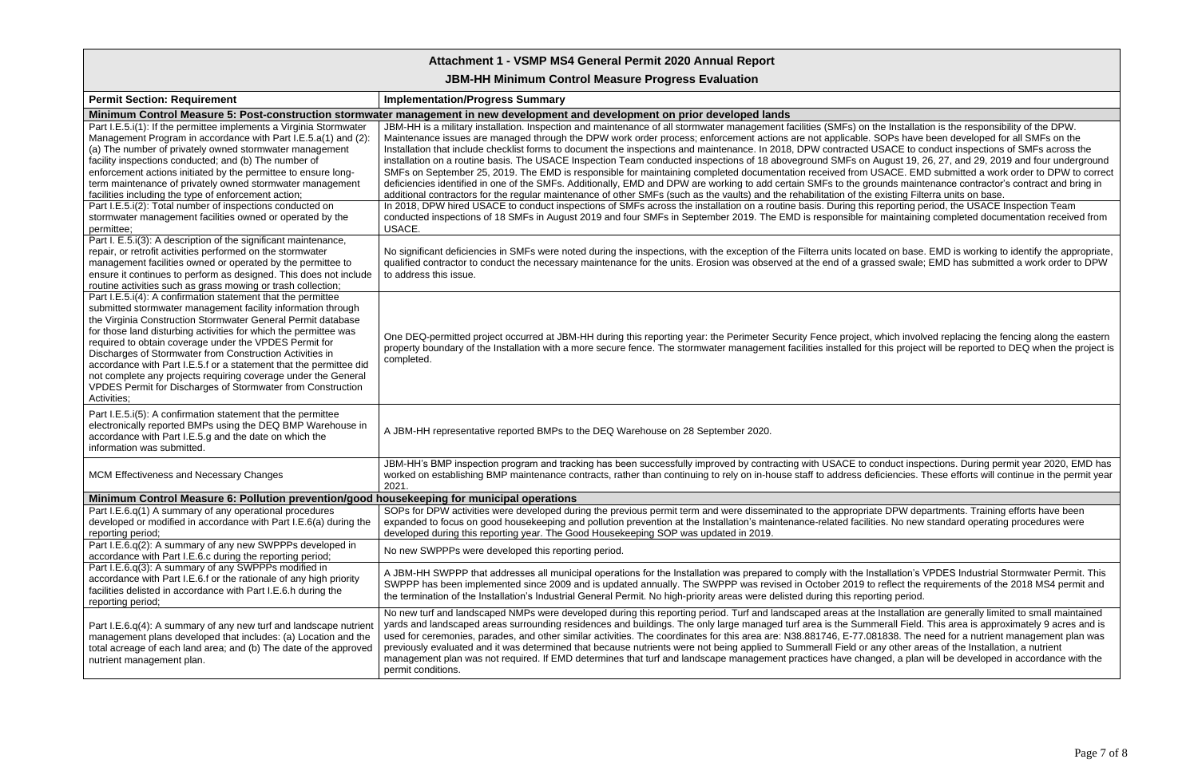## Attachment 1 - VSMP MS4 General Permit 2020 Annual Report

## JBM-HH Minimum Control Measure Progress Evaluation

| Permit Section: Requirement | Implementation/Progress Summary |
|---|---|
| **Minimum Control Measure 5: Post-construction stormwater management in new development and development on prior developed lands** | |
| Part I.E.5.i(1): If the permittee implements a Virginia Stormwater Management Program in accordance with Part I.E.5.a(1) and (2): (a) The number of privately owned stormwater management facility inspections conducted; and (b) The number of enforcement actions initiated by the permittee to ensure long-term maintenance of privately owned stormwater management facilities including the type of enforcement action; | JBM-HH is a military installation. Inspection and maintenance of all stormwater management facilities (SMFs) on the Installation is the responsibility of the DPW. Maintenance issues are managed through the DPW work order process; enforcement actions are not applicable. SOPs have been developed for all SMFs on the Installation that include checklist forms to document the inspections and maintenance. In 2018, DPW contracted USACE to conduct inspections of SMFs across the installation on a routine basis. The USACE Inspection Team conducted inspections of 18 aboveground SMFs on August 19, 26, 27, and 29, 2019 and four underground SMFs on September 25, 2019. The EMD is responsible for maintaining completed documentation received from USACE. EMD submitted a work order to DPW to correct deficiencies identified in one of the SMFs. Additionally, EMD and DPW are working to add certain SMFs to the grounds maintenance contractor's contract and bring in additional contractors for the regular maintenance of other SMFs (such as the vaults) and the rehabilitation of the existing Filterra units on base. |
| Part I.E.5.i(2): Total number of inspections conducted on stormwater management facilities owned or operated by the permittee; | In 2018, DPW hired USACE to conduct inspections of SMFs across the installation on a routine basis. During this reporting period, the USACE Inspection Team conducted inspections of 18 SMFs in August 2019 and four SMFs in September 2019. The EMD is responsible for maintaining completed documentation received from USACE. |
| Part I. E.5.i(3): A description of the significant maintenance, repair, or retrofit activities performed on the stormwater management facilities owned or operated by the permittee to ensure it continues to perform as designed. This does not include routine activities such as grass mowing or trash collection; | No significant deficiencies in SMFs were noted during the inspections, with the exception of the Filterra units located on base. EMD is working to identify the appropriate, qualified contractor to conduct the necessary maintenance for the units. Erosion was observed at the end of a grassed swale; EMD has submitted a work order to DPW to address this issue. |
| Part I.E.5.i(4): A confirmation statement that the permittee submitted stormwater management facility information through the Virginia Construction Stormwater General Permit database for those land disturbing activities for which the permittee was required to obtain coverage under the VPDES Permit for Discharges of Stormwater from Construction Activities in accordance with Part I.E.5.f or a statement that the permittee did not complete any projects requiring coverage under the General VPDES Permit for Discharges of Stormwater from Construction Activities; | One DEQ-permitted project occurred at JBM-HH during this reporting year: the Perimeter Security Fence project, which involved replacing the fencing along the eastern property boundary of the Installation with a more secure fence. The stormwater management facilities installed for this project will be reported to DEQ when the project is completed. |
| Part I.E.5.i(5): A confirmation statement that the permittee electronically reported BMPs using the DEQ BMP Warehouse in accordance with Part I.E.5.g and the date on which the information was submitted. | A JBM-HH representative reported BMPs to the DEQ Warehouse on 28 September 2020. |
| MCM Effectiveness and Necessary Changes | JBM-HH's BMP inspection program and tracking has been successfully improved by contracting with USACE to conduct inspections. During permit year 2020, EMD has worked on establishing BMP maintenance contracts, rather than continuing to rely on in-house staff to address deficiencies. These efforts will continue in the permit year 2021. |
| **Minimum Control Measure 6: Pollution prevention/good housekeeping for municipal operations** | |
| Part I.E.6.q(1) A summary of any operational procedures developed or modified in accordance with Part I.E.6(a) during the reporting period; | SOPs for DPW activities were developed during the previous permit term and were disseminated to the appropriate DPW departments. Training efforts have been expanded to focus on good housekeeping and pollution prevention at the Installation's maintenance-related facilities. No new standard operating procedures were developed during this reporting year. The Good Housekeeping SOP was updated in 2019. |
| Part I.E.6.q(2): A summary of any new SWPPPs developed in accordance with Part I.E.6.c during the reporting period; | No new SWPPPs were developed this reporting period. |
| Part I.E.6.q(3): A summary of any SWPPPs modified in accordance with Part I.E.6.f or the rationale of any high priority facilities delisted in accordance with Part I.E.6.h during the reporting period; | A JBM-HH SWPPP that addresses all municipal operations for the Installation was prepared to comply with the Installation's VPDES Industrial Stormwater Permit. This SWPPP has been implemented since 2009 and is updated annually. The SWPPP was revised in October 2019 to reflect the requirements of the 2018 MS4 permit and the termination of the Installation's Industrial General Permit. No high-priority areas were delisted during this reporting period. |
| Part I.E.6.q(4): A summary of any new turf and landscape nutrient management plans developed that includes: (a) Location and the total acreage of each land area; and (b) The date of the approved nutrient management plan. | No new turf and landscaped NMPs were developed during this reporting period. Turf and landscaped areas at the Installation are generally limited to small maintained yards and landscaped areas surrounding residences and buildings. The only large managed turf area is the Summerall Field. This area is approximately 9 acres and is used for ceremonies, parades, and other similar activities. The coordinates for this area are: N38.881746, E-77.081838. The need for a nutrient management plan was previously evaluated and it was determined that because nutrients were not being applied to Summerall Field or any other areas of the Installation, a nutrient management plan was not required. If EMD determines that turf and landscape management practices have changed, a plan will be developed in accordance with the permit conditions. |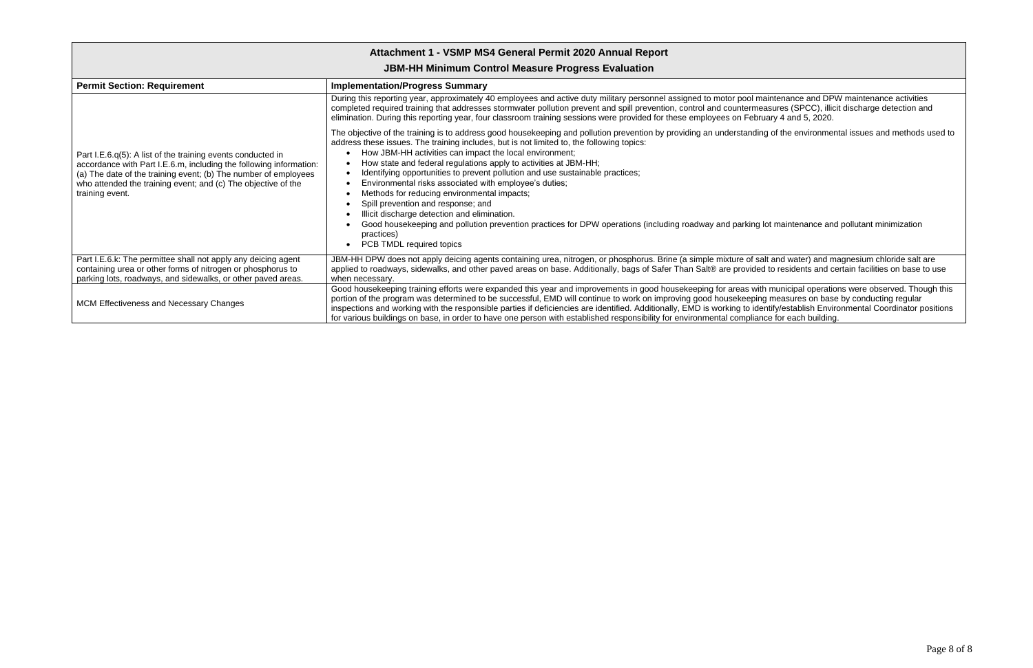| Attachment 1 - VSMP MS4 General Permit 2020 Annual Report<br>JBM-HH Minimum Control Measure Progress Evaluation | |
|---|---|
| **Permit Section: Requirement** | **Implementation/Progress Summary** |
| Part I.E.6.q(5): A list of the training events conducted in accordance with Part I.E.6.m, including the following information: (a) The date of the training event; (b) The number of employees who attended the training event; and (c) The objective of the training event. | During this reporting year, approximately 40 employees and active duty military personnel assigned to motor pool maintenance and DPW maintenance activities completed required training that addresses stormwater pollution prevent and spill prevention, control and countermeasures (SPCC), illicit discharge detection and elimination. During this reporting year, four classroom training sessions were provided for these employees on February 4 and 5, 2020.<br><br>The objective of the training is to address good housekeeping and pollution prevention by providing an understanding of the environmental issues and methods used to address these issues. The training includes, but is not limited to, the following topics:<br>• How JBM-HH activities can impact the local environment;<br>• How state and federal regulations apply to activities at JBM-HH;<br>• Identifying opportunities to prevent pollution and use sustainable practices;<br>• Environmental risks associated with employee's duties;<br>• Methods for reducing environmental impacts;<br>• Spill prevention and response; and<br>• Illicit discharge detection and elimination.<br>• Good housekeeping and pollution prevention practices for DPW operations (including roadway and parking lot maintenance and pollutant minimization practices)<br>• PCB TMDL required topics |
| Part I.E.6.k: The permittee shall not apply any deicing agent containing urea or other forms of nitrogen or phosphorus to parking lots, roadways, and sidewalks, or other paved areas. | JBM-HH DPW does not apply deicing agents containing urea, nitrogen, or phosphorus. Brine (a simple mixture of salt and water) and magnesium chloride salt are applied to roadways, sidewalks, and other paved areas on base. Additionally, bags of Safer Than Salt® are provided to residents and certain facilities on base to use when necessary. |
| MCM Effectiveness and Necessary Changes | Good housekeeping training efforts were expanded this year and improvements in good housekeeping for areas with municipal operations were observed. Though this portion of the program was determined to be successful, EMD will continue to work on improving good housekeeping measures on base by conducting regular inspections and working with the responsible parties if deficiencies are identified. Additionally, EMD is working to identify/establish Environmental Coordinator positions for various buildings on base, in order to have one person with established responsibility for environmental compliance for each building. |